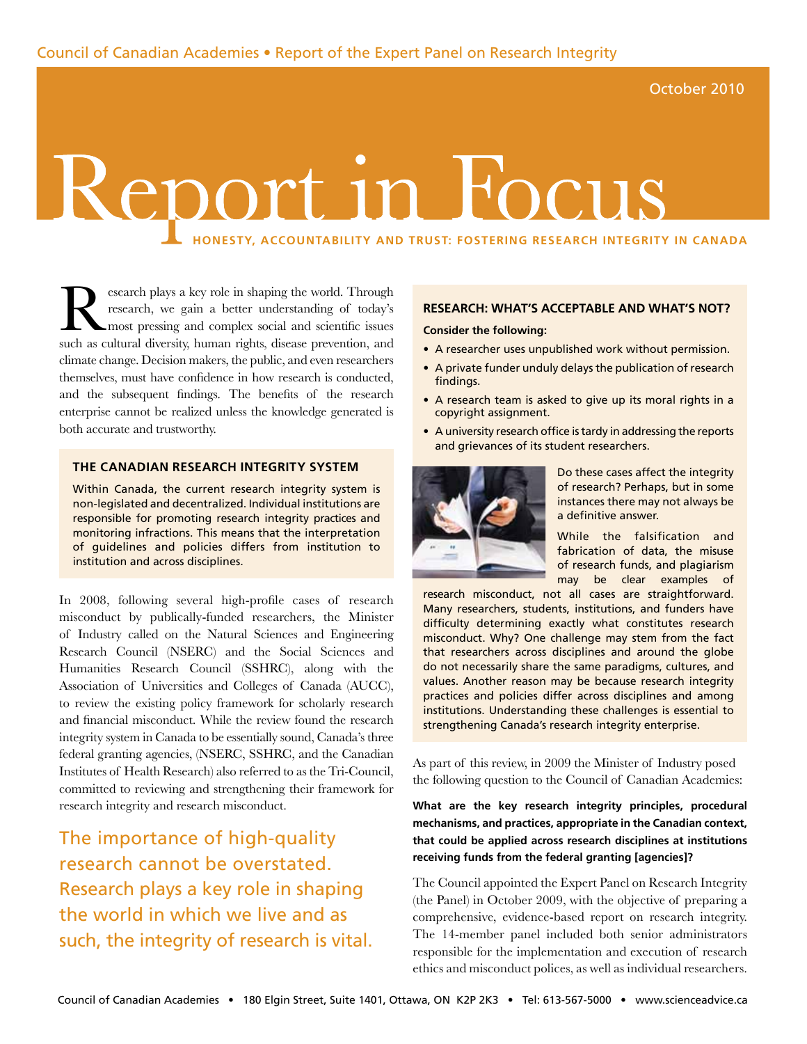Council of Canadian Academies • Report of the Expert Panel on Research Integrity

October 2010

# Report in Focus

## HONESTY, ACCOUNTABILITY AND TRUST: FOSTERING RESEARCH INTEGRITY IN CANADA

Research plays a key role in shaping the world. Through research, we gain a better understanding of today's most pressing and complex social and scientific issues such as cultural diversity, human rights, disease prevention, and climate change. Decision makers, the public, and even researchers themselves, must have confidence in how research is conducted, and the subsequent findings. The benefits of the research enterprise cannot be realized unless the knowledge generated is both accurate and trustworthy.

### THE CANADIAN RESEARCH INTEGRITY SYSTEM

Within Canada, the current research integrity system is non-legislated and decentralized. Individual institutions are responsible for promoting research integrity practices and monitoring infractions. This means that the interpretation of guidelines and policies differs from institution to institution and across disciplines.

In 2008, following several high-profile cases of research misconduct by publically-funded researchers, the Minister of Industry called on the Natural Sciences and Engineering Research Council (NSERC) and the Social Sciences and Humanities Research Council (SSHRC), along with the Association of Universities and Colleges of Canada (AUCC), to review the existing policy framework for scholarly research and financial misconduct. While the review found the research integrity system in Canada to be essentially sound, Canada's three federal granting agencies, (NSERC, SSHRC, and the Canadian Institutes of Health Research) also referred to as the Tri-Council, committed to reviewing and strengthening their framework for research integrity and research misconduct.

The importance of high-quality research cannot be overstated. Research plays a key role in shaping the world in which we live and as such, the integrity of research is vital.

### RESEARCH: WHAT'S ACCEPTABLE AND WHAT'S NOT?

**Consider the following:**

- A researcher uses unpublished work without permission.
- A private funder unduly delays the publication of research findings.
- A research team is asked to give up its moral rights in a copyright assignment.
- A university research office is tardy in addressing the reports and grievances of its student researchers.

Do these cases affect the integrity of research? Perhaps, but in some instances there may not always be a definitive answer.

While the falsification and fabrication of data, the misuse of research funds, and plagiarism may be clear examples of research misconduct, not all cases are straightforward. Many researchers, students, institutions, and funders have difficulty determining exactly what constitutes research misconduct. Why? One challenge may stem from the fact that researchers across disciplines and around the globe do not necessarily share the same paradigms, cultures, and values. Another reason may be because research integrity practices and policies differ across disciplines and among institutions. Understanding these challenges is essential to strengthening Canada's research integrity enterprise.

As part of this review, in 2009 the Minister of Industry posed the following question to the Council of Canadian Academies:

**What are the key research integrity principles, procedural mechanisms, and practices, appropriate in the Canadian context, that could be applied across research disciplines at institutions receiving funds from the federal granting [agencies]?**

The Council appointed the Expert Panel on Research Integrity (the Panel) in October 2009, with the objective of preparing a comprehensive, evidence-based report on research integrity. The 14-member panel included both senior administrators responsible for the implementation and execution of research ethics and misconduct polices, as well as individual researchers.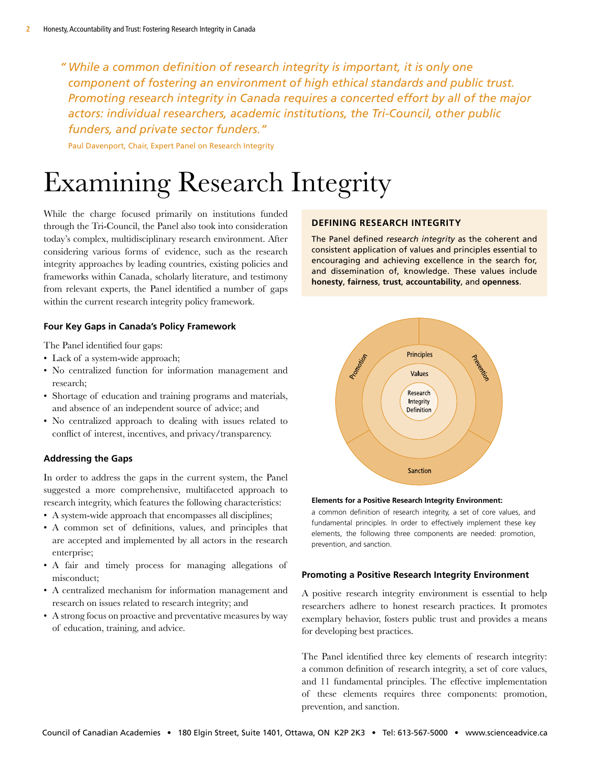*"While a common definition of research integrity is important, it is only one component of fostering an environment of high ethical standards and public trust. Promoting research integrity in Canada requires a concerted effort by all of the major actors: individual researchers, academic institutions, the Tri-Council, other public funders, and private sector funders."*

Paul Davenport, Chair, Expert Panel on Research Integrity

# Examining Research Integrity

While the charge focused primarily on institutions funded through the Tri-Council, the Panel also took into consideration today's complex, multidisciplinary research environment. After considering various forms of evidence, such as the research integrity approaches by leading countries, existing policies and frameworks within Canada, scholarly literature, and testimony from relevant experts, the Panel identified a number of gaps within the current research integrity policy framework.

### Four Key Gaps in Canada's Policy Framework

The Panel identified four gaps:

- Lack of a system-wide approach;
- No centralized function for information management and research;
- Shortage of education and training programs and materials, and absence of an independent source of advice; and
- No centralized approach to dealing with issues related to conflict of interest, incentives, and privacy/transparency.

### Addressing the Gaps

In order to address the gaps in the current system, the Panel suggested a more comprehensive, multifaceted approach to research integrity, which features the following characteristics:

- A system-wide approach that encompasses all disciplines;
- A common set of definitions, values, and principles that are accepted and implemented by all actors in the research enterprise;
- A fair and timely process for managing allegations of misconduct;
- A centralized mechanism for information management and research on issues related to research integrity; and
- A strong focus on proactive and preventative measures by way of education, training, and advice.

### DEFINING RESEARCH INTEGRITY

The Panel defined *research integrity* as the coherent and consistent application of values and principles essential to encouraging and achieving excellence in the search for, and dissemination of, knowledge. These values include **honesty**, **fairness**, **trust**, **accountability**, and **openness**.

Promotion
Prevention
Sanction
Principles
Values
Research Integrity Definition

**Elements for a Positive Research Integrity Environment:** a common definition of research integrity, a set of core values, and fundamental principles. In order to effectively implement these key elements, the following three components are needed: promotion, prevention, and sanction.

### Promoting a Positive Research Integrity Environment

A positive research integrity environment is essential to help researchers adhere to honest research practices. It promotes exemplary behavior, fosters public trust and provides a means for developing best practices.

The Panel identified three key elements of research integrity: a common definition of research integrity, a set of core values, and 11 fundamental principles. The effective implementation of these elements requires three components: promotion, prevention, and sanction.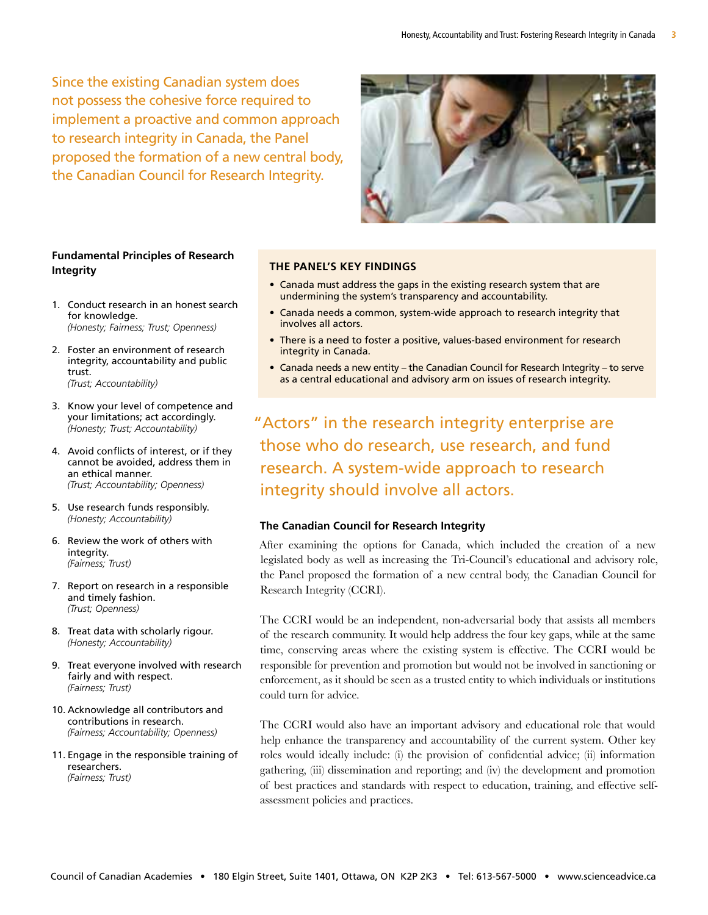Since the existing Canadian system does not possess the cohesive force required to implement a proactive and common approach to research integrity in Canada, the Panel proposed the formation of a new central body, the Canadian Council for Research Integrity.

### Fundamental Principles of Research Integrity

1. Conduct research in an honest search for knowledge.
   *(Honesty; Fairness; Trust; Openness)*
2. Foster an environment of research integrity, accountability and public trust.
   *(Trust; Accountability)*
3. Know your level of competence and your limitations; act accordingly.
   *(Honesty; Trust; Accountability)*
4. Avoid conflicts of interest, or if they cannot be avoided, address them in an ethical manner.
   *(Trust; Accountability; Openness)*
5. Use research funds responsibly.
   *(Honesty; Accountability)*
6. Review the work of others with integrity.
   *(Fairness; Trust)*
7. Report on research in a responsible and timely fashion.
   *(Trust; Openness)*
8. Treat data with scholarly rigour.
   *(Honesty; Accountability)*
9. Treat everyone involved with research fairly and with respect.
   *(Fairness; Trust)*
10. Acknowledge all contributors and contributions in research.
    *(Fairness; Accountability; Openness)*
11. Engage in the responsible training of researchers.
    *(Fairness; Trust)*

### THE PANEL'S KEY FINDINGS

- Canada must address the gaps in the existing research system that are undermining the system's transparency and accountability.
- Canada needs a common, system-wide approach to research integrity that involves all actors.
- There is a need to foster a positive, values-based environment for research integrity in Canada.
- Canada needs a new entity – the Canadian Council for Research Integrity – to serve as a central educational and advisory arm on issues of research integrity.

"Actors" in the research integrity enterprise are those who do research, use research, and fund research. A system-wide approach to research integrity should involve all actors.

### The Canadian Council for Research Integrity

After examining the options for Canada, which included the creation of a new legislated body as well as increasing the Tri-Council's educational and advisory role, the Panel proposed the formation of a new central body, the Canadian Council for Research Integrity (CCRI).

The CCRI would be an independent, non-adversarial body that assists all members of the research community. It would help address the four key gaps, while at the same time, conserving areas where the existing system is effective. The CCRI would be responsible for prevention and promotion but would not be involved in sanctioning or enforcement, as it should be seen as a trusted entity to which individuals or institutions could turn for advice.

The CCRI would also have an important advisory and educational role that would help enhance the transparency and accountability of the current system. Other key roles would ideally include: (i) the provision of confidential advice; (ii) information gathering, (iii) dissemination and reporting; and (iv) the development and promotion of best practices and standards with respect to education, training, and effective self-assessment policies and practices.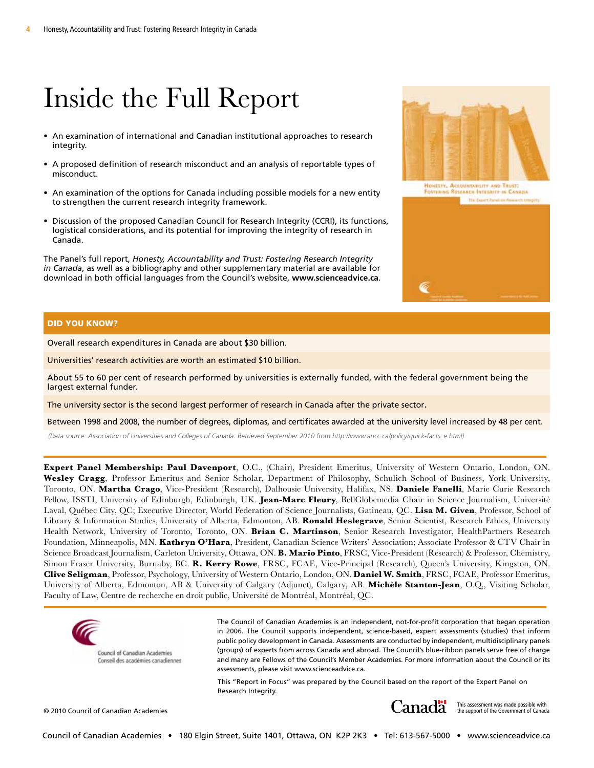# Inside the Full Report

- An examination of international and Canadian institutional approaches to research integrity.
- A proposed definition of research misconduct and an analysis of reportable types of misconduct.
- An examination of the options for Canada including possible models for a new entity to strengthen the current research integrity framework.
- Discussion of the proposed Canadian Council for Research Integrity (CCRI), its functions, logistical considerations, and its potential for improving the integrity of research in Canada.

The Panel's full report, *Honesty, Accountability and Trust: Fostering Research Integrity in Canada*, as well as a bibliography and other supplementary material are available for download in both official languages from the Council's website, **www.scienceadvice.ca**.

## DID YOU KNOW?

Overall research expenditures in Canada are about $30 billion.

Universities' research activities are worth an estimated $10 billion.

About 55 to 60 per cent of research performed by universities is externally funded, with the federal government being the largest external funder.

The university sector is the second largest performer of research in Canada after the private sector.

Between 1998 and 2008, the number of degrees, diplomas, and certificates awarded at the university level increased by 48 per cent.

*(Data source: Association of Universities and Colleges of Canada. Retrieved September 2010 from http://www.aucc.ca/policy/quick-facts_e.html)*

**Expert Panel Membership: Paul Davenport**, O.C., (Chair), President Emeritus, University of Western Ontario, London, ON. **Wesley Cragg**, Professor Emeritus and Senior Scholar, Department of Philosophy, Schulich School of Business, York University, Toronto, ON. **Martha Crago**, Vice-President (Research), Dalhousie University, Halifax, NS. **Daniele Fanelli**, Marie Curie Research Fellow, ISSTI, University of Edinburgh, Edinburgh, UK. **Jean-Marc Fleury**, BellGlobemedia Chair in Science Journalism, Université Laval, Québec City, QC; Executive Director, World Federation of Science Journalists, Gatineau, QC. **Lisa M. Given**, Professor, School of Library & Information Studies, University of Alberta, Edmonton, AB. **Ronald Heslegrave**, Senior Scientist, Research Ethics, University Health Network, University of Toronto, Toronto, ON. **Brian C. Martinson**, Senior Research Investigator, HealthPartners Research Foundation, Minneapolis, MN. **Kathryn O'Hara**, President, Canadian Science Writers' Association; Associate Professor & CTV Chair in Science Broadcast Journalism, Carleton University, Ottawa, ON. **B. Mario Pinto**, FRSC, Vice-President (Research) & Professor, Chemistry, Simon Fraser University, Burnaby, BC. **R. Kerry Rowe**, FRSC, FCAE, Vice-Principal (Research), Queen's University, Kingston, ON. **Clive Seligman**, Professor, Psychology, University of Western Ontario, London, ON. **Daniel W. Smith**, FRSC, FCAE, Professor Emeritus, University of Alberta, Edmonton, AB & University of Calgary (Adjunct), Calgary, AB. **Michèle Stanton-Jean**, O.Q., Visiting Scholar, Faculty of Law, Centre de recherche en droit public, Université de Montréal, Montréal, QC.

Council of Canadian Academies
Conseil des académies canadiennes

The Council of Canadian Academies is an independent, not-for-profit corporation that began operation in 2006. The Council supports independent, science-based, expert assessments (studies) that inform public policy development in Canada. Assessments are conducted by independent, multidisciplinary panels (groups) of experts from across Canada and abroad. The Council's blue-ribbon panels serve free of charge and many are Fellows of the Council's Member Academies. For more information about the Council or its assessments, please visit www.scienceadvice.ca.

This "Report in Focus" was prepared by the Council based on the report of the Expert Panel on Research Integrity.

© 2010 Council of Canadian Academies

Canada — This assessment was made possible with the support of the Government of Canada

Council of Canadian Academies • 180 Elgin Street, Suite 1401, Ottawa, ON K2P 2K3 • Tel: 613-567-5000 • www.scienceadvice.ca